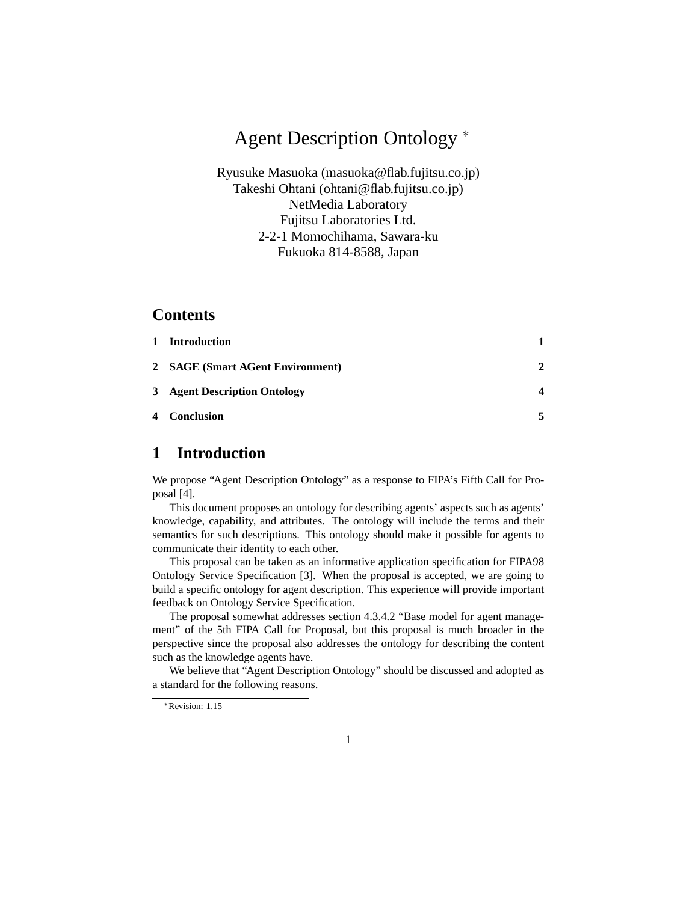# Agent Description Ontology [*]

Ryusuke Masuoka (masuoka@flab.fujitsu.co.jp)
Takeshi Ohtani (ohtani@flab.fujitsu.co.jp)
NetMedia Laboratory
Fujitsu Laboratories Ltd.
2-2-1 Momochihama, Sawara-ku
Fukuoka 814-8588, Japan

## Contents

| | | |
|---|---|---|
| **1** | **Introduction** | **1** |
| **2** | **SAGE (Smart AGent Environment)** | **2** |
| **3** | **Agent Description Ontology** | **4** |
| **4** | **Conclusion** | **5** |

## 1 Introduction

We propose "Agent Description Ontology" as a response to FIPA's Fifth Call for Proposal [4].

This document proposes an ontology for describing agents' aspects such as agents' knowledge, capability, and attributes. The ontology will include the terms and their semantics for such descriptions. This ontology should make it possible for agents to communicate their identity to each other.

This proposal can be taken as an informative application specification for FIPA98 Ontology Service Specification [3]. When the proposal is accepted, we are going to build a specific ontology for agent description. This experience will provide important feedback on Ontology Service Specification.

The proposal somewhat addresses section 4.3.4.2 "Base model for agent management" of the 5th FIPA Call for Proposal, but this proposal is much broader in the perspective since the proposal also addresses the ontology for describing the content such as the knowledge agents have.

We believe that "Agent Description Ontology" should be discussed and adopted as a standard for the following reasons.

[*] Revision: 1.15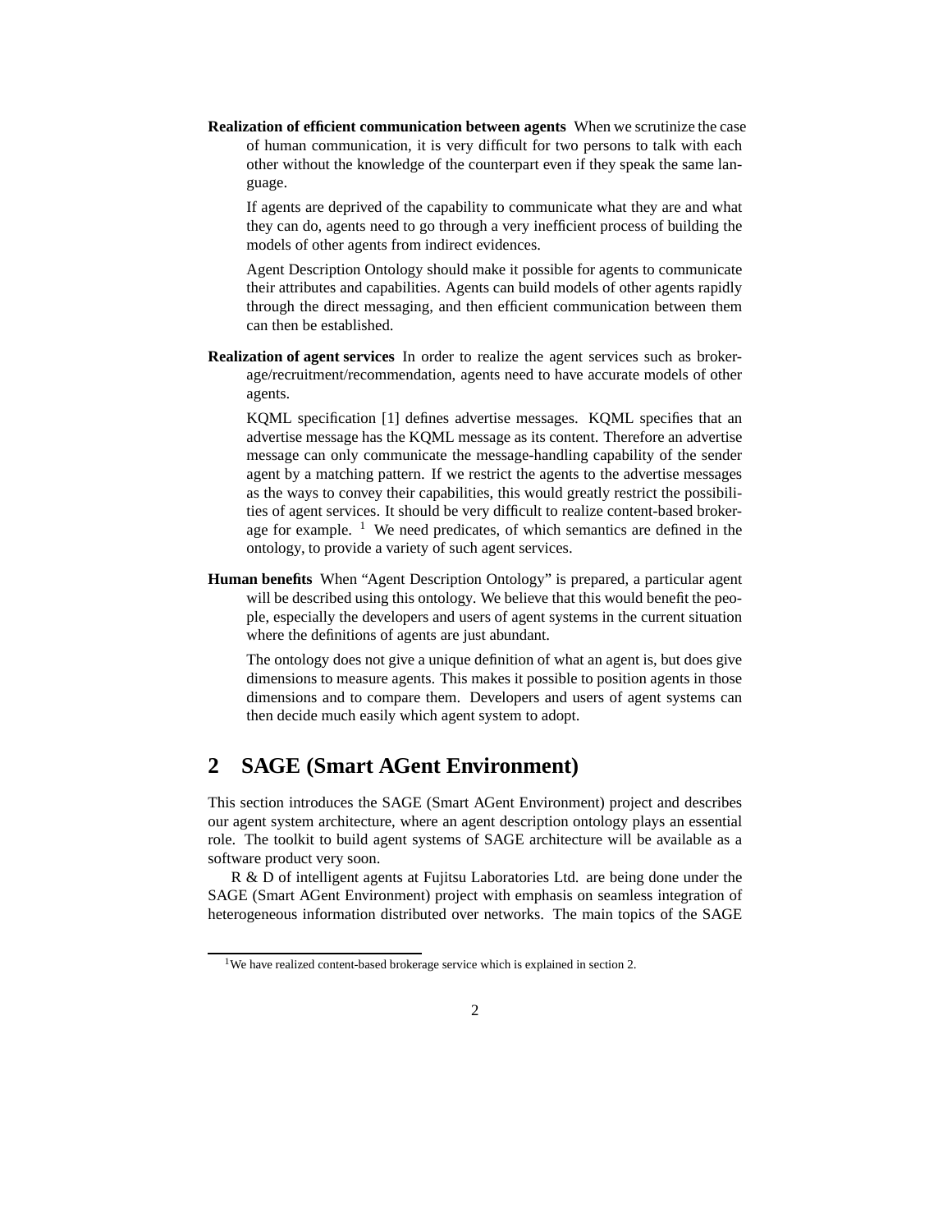**Realization of efficient communication between agents** When we scrutinize the case of human communication, it is very difficult for two persons to talk with each other without the knowledge of the counterpart even if they speak the same language.

If agents are deprived of the capability to communicate what they are and what they can do, agents need to go through a very inefficient process of building the models of other agents from indirect evidences.

Agent Description Ontology should make it possible for agents to communicate their attributes and capabilities. Agents can build models of other agents rapidly through the direct messaging, and then efficient communication between them can then be established.

**Realization of agent services** In order to realize the agent services such as brokerage/recruitment/recommendation, agents need to have accurate models of other agents.

KQML specification [1] defines advertise messages. KQML specifies that an advertise message has the KQML message as its content. Therefore an advertise message can only communicate the message-handling capability of the sender agent by a matching pattern. If we restrict the agents to the advertise messages as the ways to convey their capabilities, this would greatly restrict the possibilities of agent services. It should be very difficult to realize content-based brokerage for example. [1] We need predicates, of which semantics are defined in the ontology, to provide a variety of such agent services.

**Human benefits** When "Agent Description Ontology" is prepared, a particular agent will be described using this ontology. We believe that this would benefit the people, especially the developers and users of agent systems in the current situation where the definitions of agents are just abundant.

The ontology does not give a unique definition of what an agent is, but does give dimensions to measure agents. This makes it possible to position agents in those dimensions and to compare them. Developers and users of agent systems can then decide much easily which agent system to adopt.

## 2 SAGE (Smart AGent Environment)

This section introduces the SAGE (Smart AGent Environment) project and describes our agent system architecture, where an agent description ontology plays an essential role. The toolkit to build agent systems of SAGE architecture will be available as a software product very soon.

R & D of intelligent agents at Fujitsu Laboratories Ltd. are being done under the SAGE (Smart AGent Environment) project with emphasis on seamless integration of heterogeneous information distributed over networks. The main topics of the SAGE

[1] We have realized content-based brokerage service which is explained in section 2.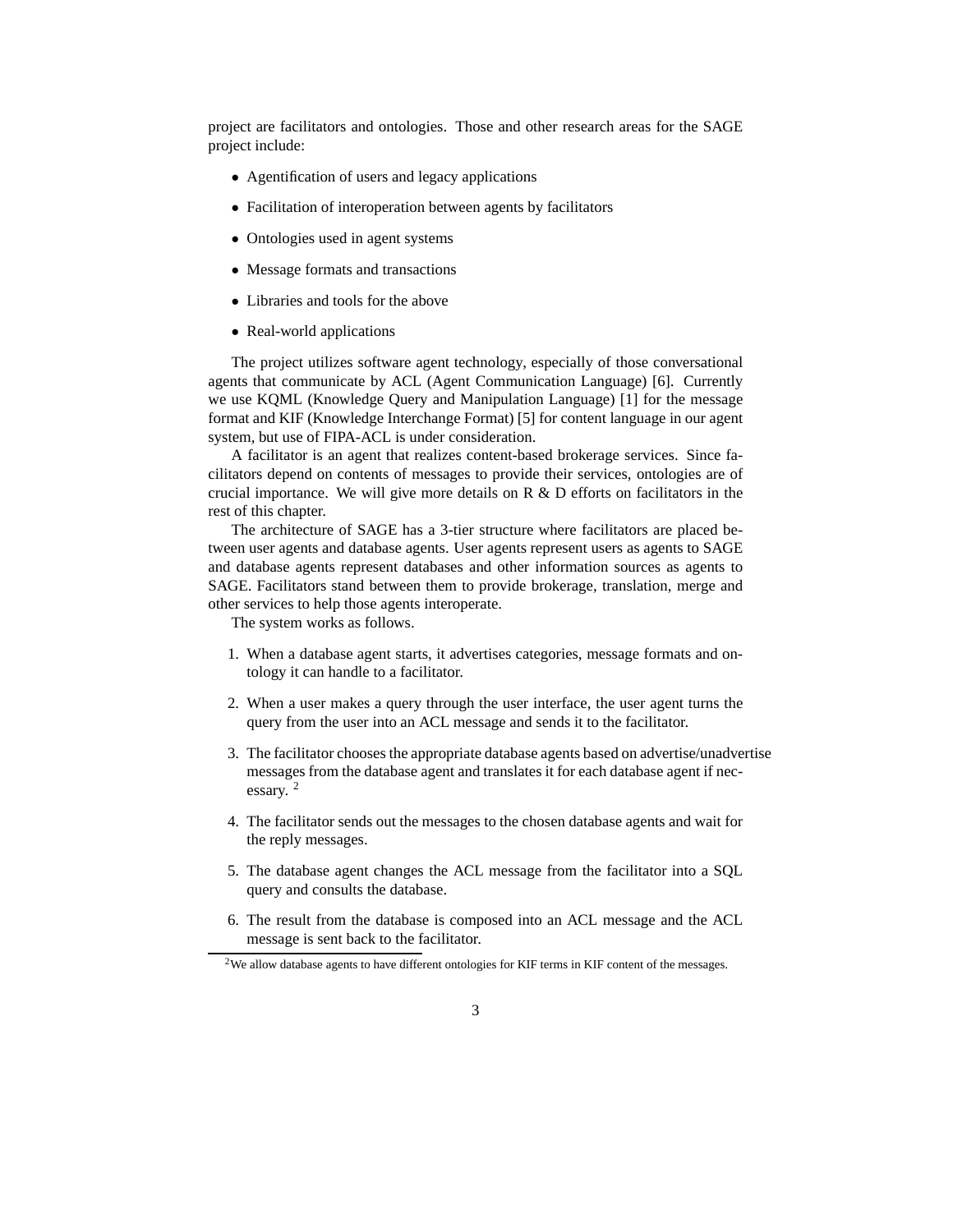project are facilitators and ontologies. Those and other research areas for the SAGE project include:

- Agentification of users and legacy applications
- Facilitation of interoperation between agents by facilitators
- Ontologies used in agent systems
- Message formats and transactions
- Libraries and tools for the above
- Real-world applications

The project utilizes software agent technology, especially of those conversational agents that communicate by ACL (Agent Communication Language) [6]. Currently we use KQML (Knowledge Query and Manipulation Language) [1] for the message format and KIF (Knowledge Interchange Format) [5] for content language in our agent system, but use of FIPA-ACL is under consideration.

A facilitator is an agent that realizes content-based brokerage services. Since facilitators depend on contents of messages to provide their services, ontologies are of crucial importance. We will give more details on R & D efforts on facilitators in the rest of this chapter.

The architecture of SAGE has a 3-tier structure where facilitators are placed between user agents and database agents. User agents represent users as agents to SAGE and database agents represent databases and other information sources as agents to SAGE. Facilitators stand between them to provide brokerage, translation, merge and other services to help those agents interoperate.

The system works as follows.

1. When a database agent starts, it advertises categories, message formats and ontology it can handle to a facilitator.
2. When a user makes a query through the user interface, the user agent turns the query from the user into an ACL message and sends it to the facilitator.
3. The facilitator chooses the appropriate database agents based on advertise/unadvertise messages from the database agent and translates it for each database agent if necessary. [2]
4. The facilitator sends out the messages to the chosen database agents and wait for the reply messages.
5. The database agent changes the ACL message from the facilitator into a SQL query and consults the database.
6. The result from the database is composed into an ACL message and the ACL message is sent back to the facilitator.

[2] We allow database agents to have different ontologies for KIF terms in KIF content of the messages.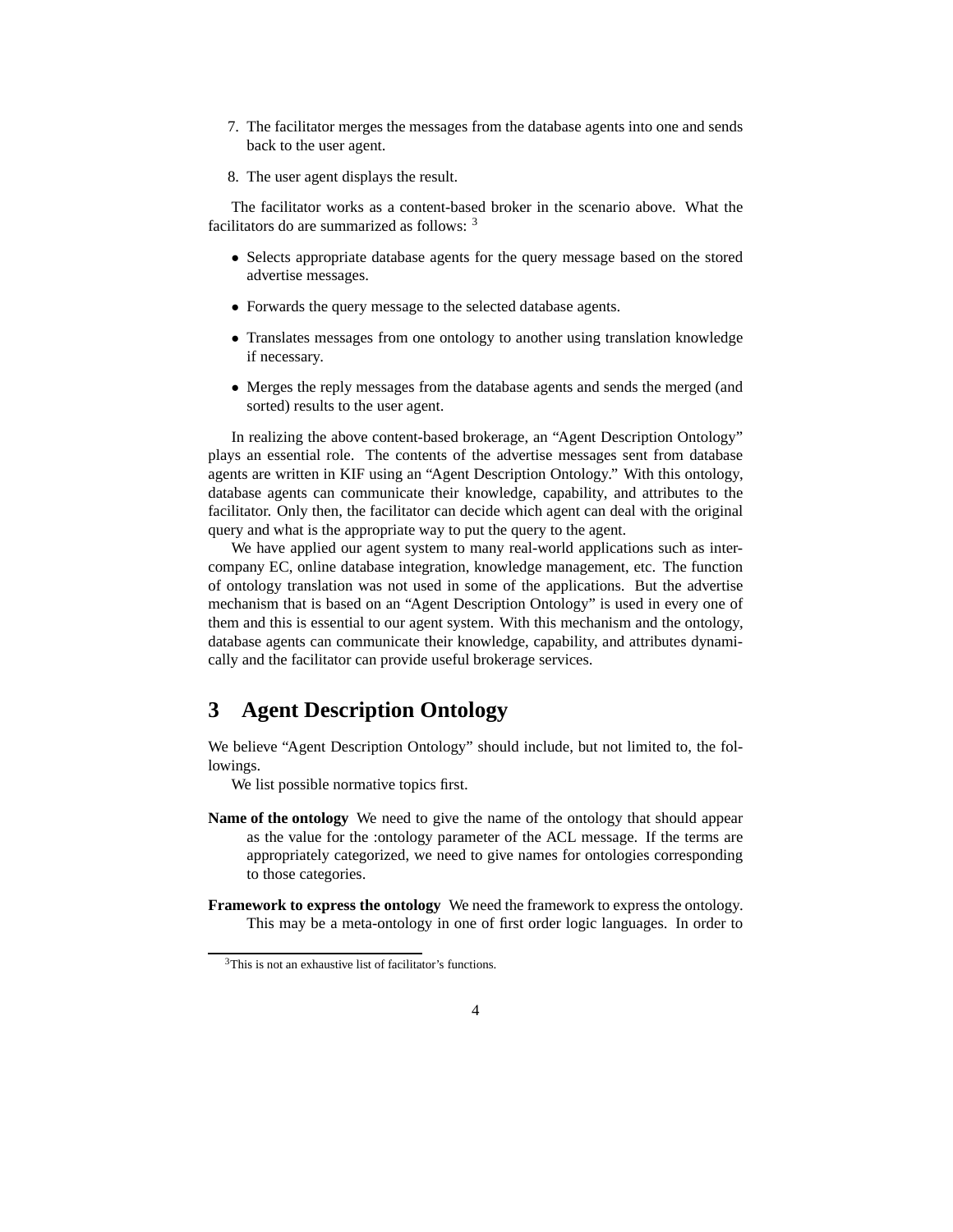7. The facilitator merges the messages from the database agents into one and sends back to the user agent.

8. The user agent displays the result.

The facilitator works as a content-based broker in the scenario above. What the facilitators do are summarized as follows: [3]

- Selects appropriate database agents for the query message based on the stored advertise messages.
- Forwards the query message to the selected database agents.
- Translates messages from one ontology to another using translation knowledge if necessary.
- Merges the reply messages from the database agents and sends the merged (and sorted) results to the user agent.

In realizing the above content-based brokerage, an "Agent Description Ontology" plays an essential role. The contents of the advertise messages sent from database agents are written in KIF using an "Agent Description Ontology." With this ontology, database agents can communicate their knowledge, capability, and attributes to the facilitator. Only then, the facilitator can decide which agent can deal with the original query and what is the appropriate way to put the query to the agent.

We have applied our agent system to many real-world applications such as inter-company EC, online database integration, knowledge management, etc. The function of ontology translation was not used in some of the applications. But the advertise mechanism that is based on an "Agent Description Ontology" is used in every one of them and this is essential to our agent system. With this mechanism and the ontology, database agents can communicate their knowledge, capability, and attributes dynamically and the facilitator can provide useful brokerage services.

# 3 Agent Description Ontology

We believe "Agent Description Ontology" should include, but not limited to, the followings.

We list possible normative topics first.

**Name of the ontology** We need to give the name of the ontology that should appear as the value for the :ontology parameter of the ACL message. If the terms are appropriately categorized, we need to give names for ontologies corresponding to those categories.

**Framework to express the ontology** We need the framework to express the ontology. This may be a meta-ontology in one of first order logic languages. In order to

[3] This is not an exhaustive list of facilitator's functions.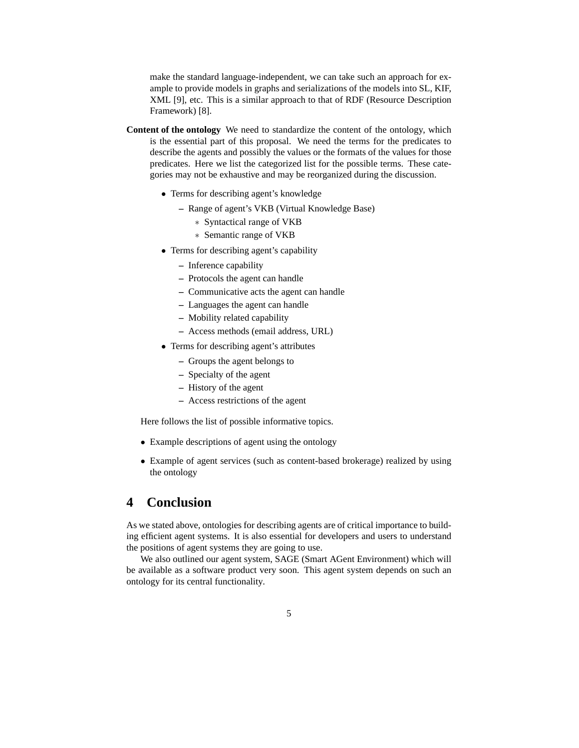make the standard language-independent, we can take such an approach for example to provide models in graphs and serializations of the models into SL, KIF, XML [9], etc. This is a similar approach to that of RDF (Resource Description Framework) [8].

**Content of the ontology** We need to standardize the content of the ontology, which is the essential part of this proposal. We need the terms for the predicates to describe the agents and possibly the values or the formats of the values for those predicates. Here we list the categorized list for the possible terms. These categories may not be exhaustive and may be reorganized during the discussion.

- Terms for describing agent's knowledge
  - Range of agent's VKB (Virtual Knowledge Base)
    - Syntactical range of VKB
    - Semantic range of VKB
- Terms for describing agent's capability
  - Inference capability
  - Protocols the agent can handle
  - Communicative acts the agent can handle
  - Languages the agent can handle
  - Mobility related capability
  - Access methods (email address, URL)
- Terms for describing agent's attributes
  - Groups the agent belongs to
  - Specialty of the agent
  - History of the agent
  - Access restrictions of the agent

Here follows the list of possible informative topics.

- Example descriptions of agent using the ontology
- Example of agent services (such as content-based brokerage) realized by using the ontology

# 4 Conclusion

As we stated above, ontologies for describing agents are of critical importance to building efficient agent systems. It is also essential for developers and users to understand the positions of agent systems they are going to use.

We also outlined our agent system, SAGE (Smart AGent Environment) which will be available as a software product very soon. This agent system depends on such an ontology for its central functionality.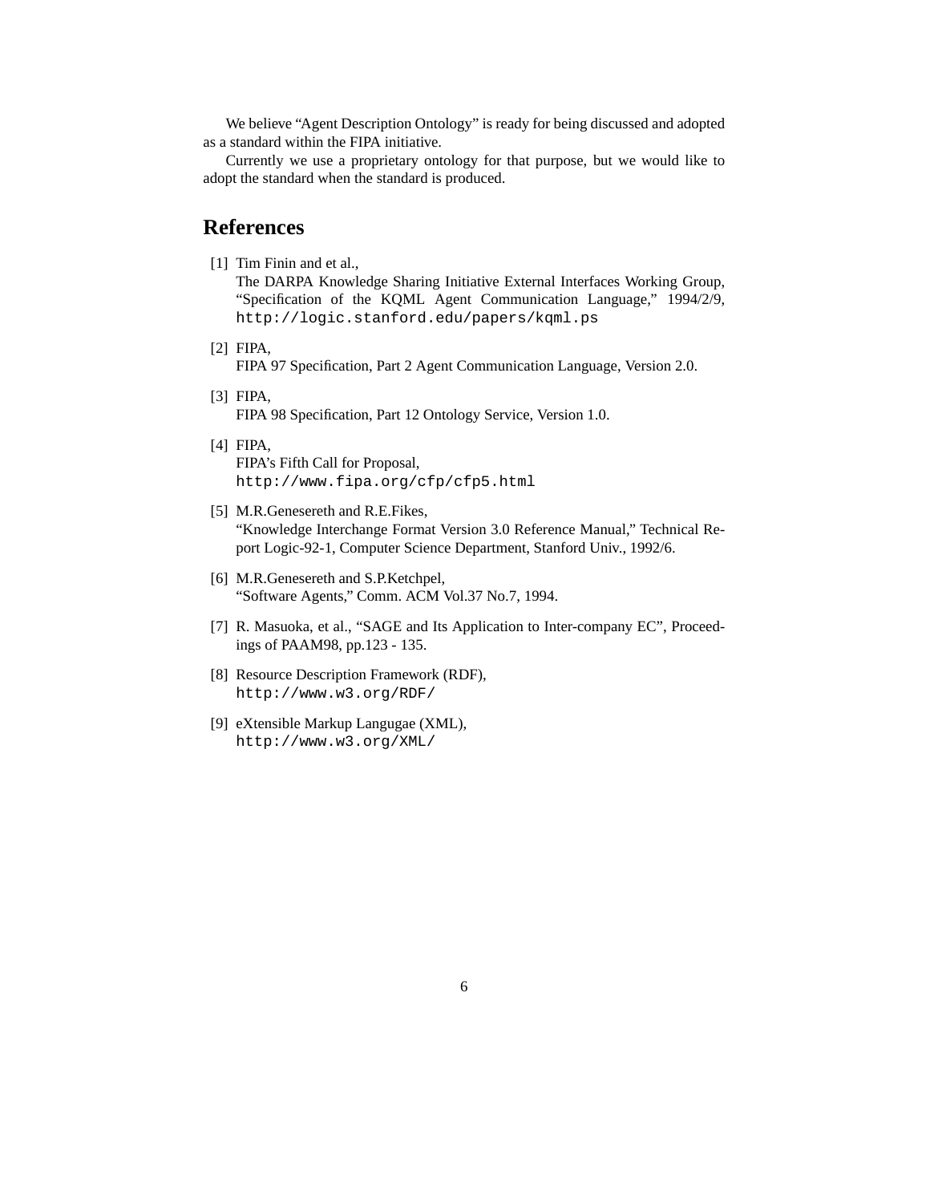We believe “Agent Description Ontology” is ready for being discussed and adopted as a standard within the FIPA initiative.

Currently we use a proprietary ontology for that purpose, but we would like to adopt the standard when the standard is produced.

## References

[1] Tim Finin and et al.,
The DARPA Knowledge Sharing Initiative External Interfaces Working Group, “Specification of the KQML Agent Communication Language,” 1994/2/9, `http://logic.stanford.edu/papers/kqml.ps`

[2] FIPA,
FIPA 97 Specification, Part 2 Agent Communication Language, Version 2.0.

[3] FIPA,
FIPA 98 Specification, Part 12 Ontology Service, Version 1.0.

[4] FIPA,
FIPA’s Fifth Call for Proposal,
`http://www.fipa.org/cfp/cfp5.html`

[5] M.R.Genesereth and R.E.Fikes,
“Knowledge Interchange Format Version 3.0 Reference Manual,” Technical Report Logic-92-1, Computer Science Department, Stanford Univ., 1992/6.

[6] M.R.Genesereth and S.P.Ketchpel,
“Software Agents,” Comm. ACM Vol.37 No.7, 1994.

[7] R. Masuoka, et al., “SAGE and Its Application to Inter-company EC”, Proceedings of PAAM98, pp.123 - 135.

[8] Resource Description Framework (RDF),
`http://www.w3.org/RDF/`

[9] eXtensible Markup Langugae (XML),
`http://www.w3.org/XML/`